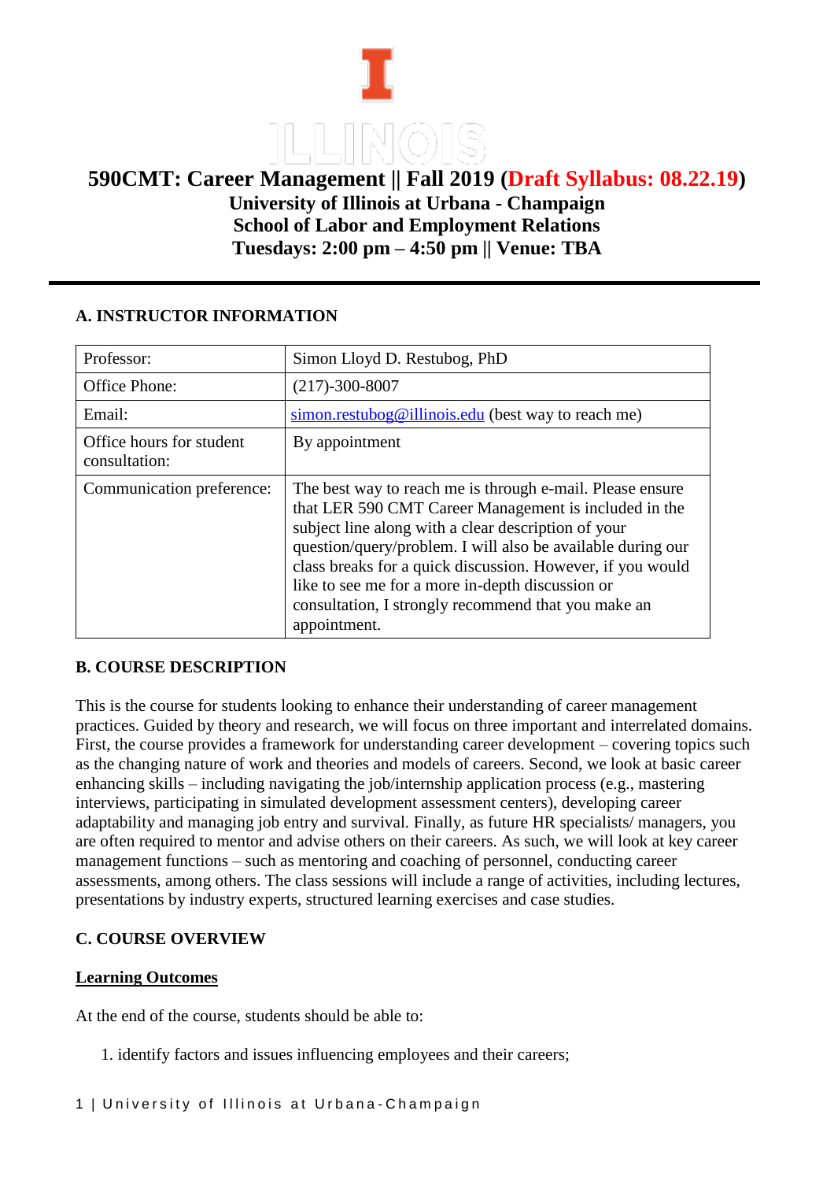# 590CMT: Career Management || Fall 2019 (Draft Syllabus: 08.22.19)

**University of Illinois at Urbana - Champaign**
**School of Labor and Employment Relations**
**Tuesdays: 2:00 pm – 4:50 pm || Venue: TBA**

## A. INSTRUCTOR INFORMATION

| Professor: | Simon Lloyd D. Restubog, PhD |
| --- | --- |
| Office Phone: | (217)-300-8007 |
| Email: | simon.restubog@illinois.edu (best way to reach me) |
| Office hours for student consultation: | By appointment |
| Communication preference: | The best way to reach me is through e-mail. Please ensure that LER 590 CMT Career Management is included in the subject line along with a clear description of your question/query/problem. I will also be available during our class breaks for a quick discussion. However, if you would like to see me for a more in-depth discussion or consultation, I strongly recommend that you make an appointment. |

## B. COURSE DESCRIPTION

This is the course for students looking to enhance their understanding of career management practices. Guided by theory and research, we will focus on three important and interrelated domains. First, the course provides a framework for understanding career development – covering topics such as the changing nature of work and theories and models of careers. Second, we look at basic career enhancing skills – including navigating the job/internship application process (e.g., mastering interviews, participating in simulated development assessment centers), developing career adaptability and managing job entry and survival. Finally, as future HR specialists/ managers, you are often required to mentor and advise others on their careers. As such, we will look at key career management functions – such as mentoring and coaching of personnel, conducting career assessments, among others. The class sessions will include a range of activities, including lectures, presentations by industry experts, structured learning exercises and case studies.

## C. COURSE OVERVIEW

### Learning Outcomes

At the end of the course, students should be able to:

1. identify factors and issues influencing employees and their careers;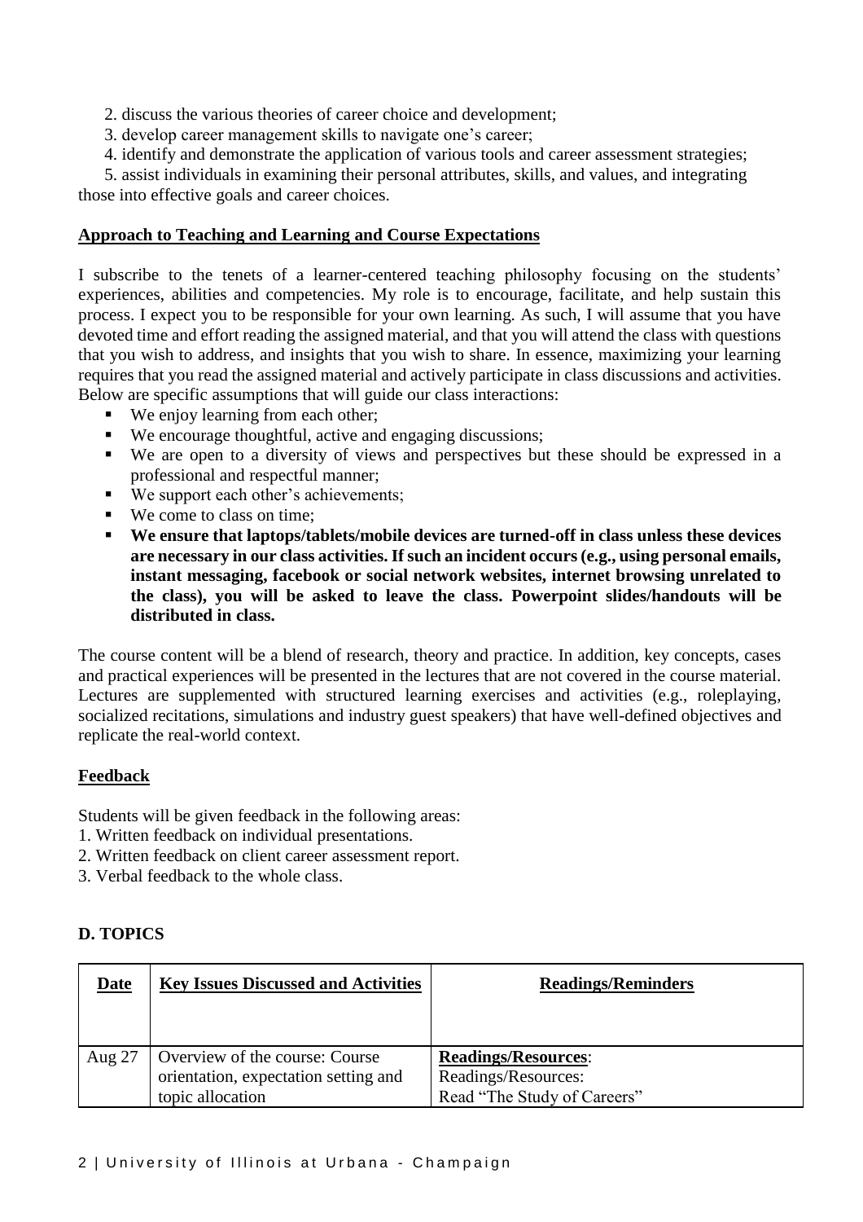2. discuss the various theories of career choice and development;
3. develop career management skills to navigate one's career;
4. identify and demonstrate the application of various tools and career assessment strategies;
5. assist individuals in examining their personal attributes, skills, and values, and integrating those into effective goals and career choices.

**Approach to Teaching and Learning and Course Expectations**

I subscribe to the tenets of a learner-centered teaching philosophy focusing on the students' experiences, abilities and competencies. My role is to encourage, facilitate, and help sustain this process. I expect you to be responsible for your own learning. As such, I will assume that you have devoted time and effort reading the assigned material, and that you will attend the class with questions that you wish to address, and insights that you wish to share. In essence, maximizing your learning requires that you read the assigned material and actively participate in class discussions and activities. Below are specific assumptions that will guide our class interactions:

- We enjoy learning from each other;
- We encourage thoughtful, active and engaging discussions;
- We are open to a diversity of views and perspectives but these should be expressed in a professional and respectful manner;
- We support each other's achievements;
- We come to class on time;
- **We ensure that laptops/tablets/mobile devices are turned-off in class unless these devices are necessary in our class activities. If such an incident occurs (e.g., using personal emails, instant messaging, facebook or social network websites, internet browsing unrelated to the class), you will be asked to leave the class. Powerpoint slides/handouts will be distributed in class.**

The course content will be a blend of research, theory and practice. In addition, key concepts, cases and practical experiences will be presented in the lectures that are not covered in the course material. Lectures are supplemented with structured learning exercises and activities (e.g., roleplaying, socialized recitations, simulations and industry guest speakers) that have well-defined objectives and replicate the real-world context.

**Feedback**

Students will be given feedback in the following areas:
1. Written feedback on individual presentations.
2. Written feedback on client career assessment report.
3. Verbal feedback to the whole class.

**D. TOPICS**

| Date | Key Issues Discussed and Activities | Readings/Reminders |
|---|---|---|
| Aug 27 | Overview of the course: Course orientation, expectation setting and topic allocation | **Readings/Resources**:<br>Readings/Resources:<br>Read "The Study of Careers" |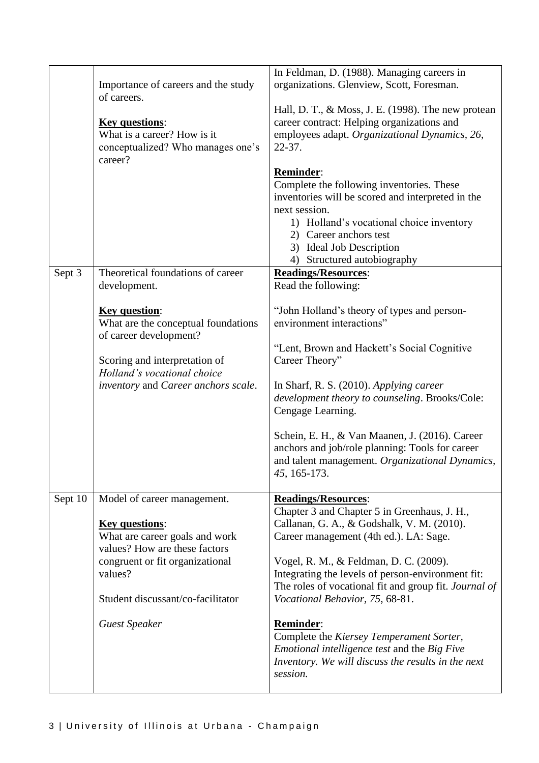| | | |
|---|---|---|
| | Importance of careers and the study of careers.<br><br>**Key questions**:<br>What is a career? How is it conceptualized? Who manages one's career? | In Feldman, D. (1988). Managing careers in organizations. Glenview, Scott, Foresman.<br><br>Hall, D. T., & Moss, J. E. (1998). The new protean career contract: Helping organizations and employees adapt. *Organizational Dynamics*, *26*, 22-37.<br><br>**Reminder**:<br>Complete the following inventories. These inventories will be scored and interpreted in the next session.<br>1) Holland's vocational choice inventory<br>2) Career anchors test<br>3) Ideal Job Description<br>4) Structured autobiography |
| Sept 3 | Theoretical foundations of career development.<br><br>**Key question**:<br>What are the conceptual foundations of career development?<br><br>Scoring and interpretation of *Holland's vocational choice inventory* and *Career anchors scale*. | **Readings/Resources**:<br>Read the following:<br><br>"John Holland's theory of types and person-environment interactions"<br><br>"Lent, Brown and Hackett's Social Cognitive Career Theory"<br><br>In Sharf, R. S. (2010). *Applying career development theory to counseling*. Brooks/Cole: Cengage Learning.<br><br>Schein, E. H., & Van Maanen, J. (2016). Career anchors and job/role planning: Tools for career and talent management. *Organizational Dynamics*, *45*, 165-173. |
| Sept 10 | Model of career management.<br><br>**Key questions**:<br>What are career goals and work values? How are these factors congruent or fit organizational values?<br><br>Student discussant/co-facilitator<br><br>*Guest Speaker* | **Readings/Resources**:<br>Chapter 3 and Chapter 5 in Greenhaus, J. H., Callanan, G. A., & Godshalk, V. M. (2010). Career management (4th ed.). LA: Sage.<br><br>Vogel, R. M., & Feldman, D. C. (2009). Integrating the levels of person-environment fit: The roles of vocational fit and group fit. *Journal of Vocational Behavior, 75*, 68-81.<br><br>**Reminder**:<br>Complete the *Kiersey Temperament Sorter, Emotional intelligence test* and the *Big Five Inventory. We will discuss the results in the next session.* |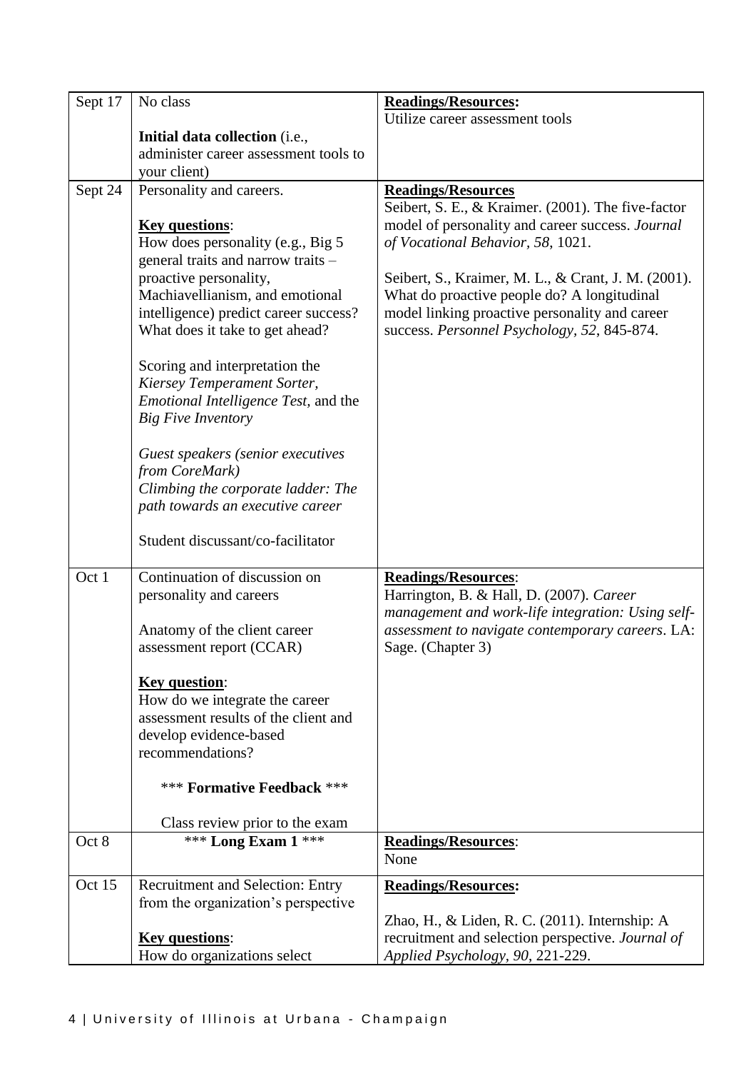| | | |
|---|---|---|
| Sept 17 | No class<br><br>**Initial data collection** (i.e., administer career assessment tools to your client) | **Readings/Resources:**<br>Utilize career assessment tools |
| Sept 24 | Personality and careers.<br><br>**Key questions**:<br>How does personality (e.g., Big 5 general traits and narrow traits – proactive personality, Machiavellianism, and emotional intelligence) predict career success? What does it take to get ahead?<br><br>Scoring and interpretation the *Kiersey Temperament Sorter, Emotional Intelligence Test,* and the *Big Five Inventory*<br><br>*Guest speakers (senior executives from CoreMark)*<br>*Climbing the corporate ladder: The path towards an executive career*<br><br>Student discussant/co-facilitator | **Readings/Resources**<br>Seibert, S. E., & Kraimer. (2001). The five-factor model of personality and career success. *Journal of Vocational Behavior, 58*, 1021.<br><br>Seibert, S., Kraimer, M. L., & Crant, J. M. (2001). What do proactive people do? A longitudinal model linking proactive personality and career success. *Personnel Psychology, 52*, 845-874. |
| Oct 1 | Continuation of discussion on personality and careers<br><br>Anatomy of the client career assessment report (CCAR)<br><br>**Key question**:<br>How do we integrate the career assessment results of the client and develop evidence-based recommendations?<br><br>*** **Formative Feedback** ***<br><br>Class review prior to the exam | **Readings/Resources**:<br>Harrington, B. & Hall, D. (2007). *Career management and work-life integration: Using self-assessment to navigate contemporary careers*. LA: Sage. (Chapter 3) |
| Oct 8 | *** **Long Exam 1** *** | **Readings/Resources**:<br>None |
| Oct 15 | Recruitment and Selection: Entry from the organization's perspective<br><br>**Key questions**:<br>How do organizations select | **Readings/Resources:**<br><br>Zhao, H., & Liden, R. C. (2011). Internship: A recruitment and selection perspective. *Journal of Applied Psychology, 90*, 221-229. |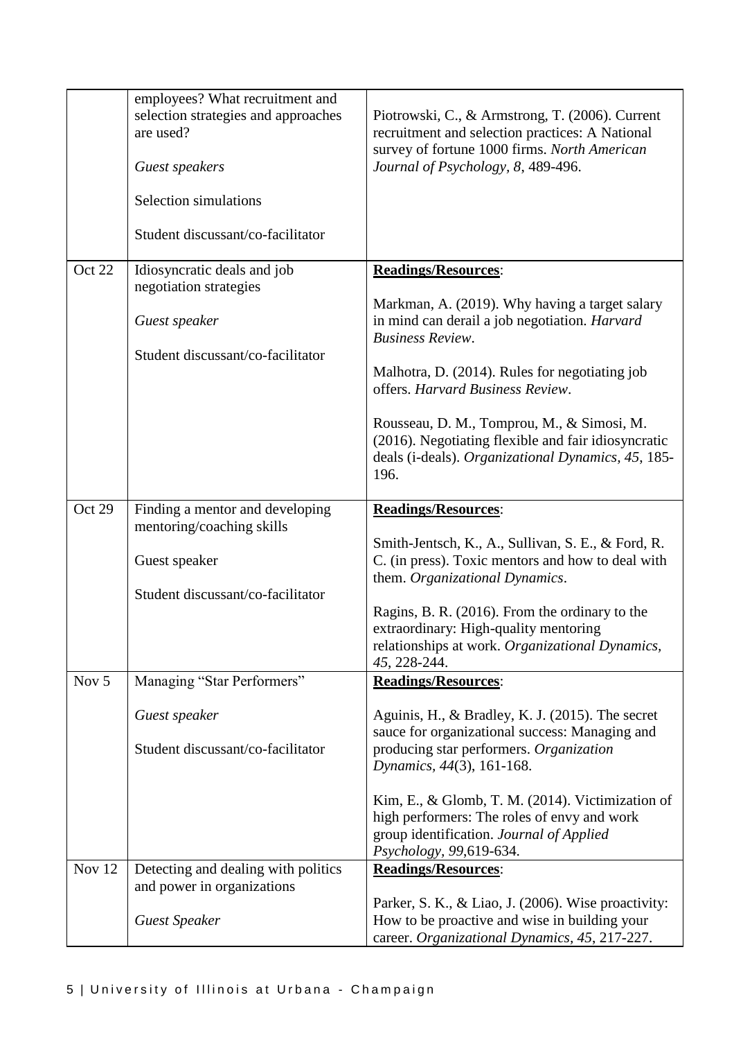| | | |
|---|---|---|
| | employees? What recruitment and selection strategies and approaches are used?<br><br>*Guest speakers*<br><br>Selection simulations<br><br>Student discussant/co-facilitator | Piotrowski, C., & Armstrong, T. (2006). Current recruitment and selection practices: A National survey of fortune 1000 firms. *North American Journal of Psychology, 8*, 489-496. |
| Oct 22 | Idiosyncratic deals and job negotiation strategies<br><br>*Guest speaker*<br><br>Student discussant/co-facilitator | **<u>Readings/Resources</u>**:<br><br>Markman, A. (2019). Why having a target salary in mind can derail a job negotiation. *Harvard Business Review*.<br><br>Malhotra, D. (2014). Rules for negotiating job offers. *Harvard Business Review*.<br><br>Rousseau, D. M., Tomprou, M., & Simosi, M. (2016). Negotiating flexible and fair idiosyncratic deals (i-deals). *Organizational Dynamics, 45*, 185-196. |
| Oct 29 | Finding a mentor and developing mentoring/coaching skills<br><br>Guest speaker<br><br>Student discussant/co-facilitator | **<u>Readings/Resources</u>**:<br><br>Smith-Jentsch, K., A., Sullivan, S. E., & Ford, R. C. (in press). Toxic mentors and how to deal with them. *Organizational Dynamics*.<br><br>Ragins, B. R. (2016). From the ordinary to the extraordinary: High-quality mentoring relationships at work. *Organizational Dynamics, 45*, 228-244. |
| Nov 5 | Managing "Star Performers"<br><br>*Guest speaker*<br><br>Student discussant/co-facilitator | **<u>Readings/Resources</u>**:<br><br>Aguinis, H., & Bradley, K. J. (2015). The secret sauce for organizational success: Managing and producing star performers. *Organization Dynamics, 44*(3), 161-168.<br><br>Kim, E., & Glomb, T. M. (2014). Victimization of high performers: The roles of envy and work group identification. *Journal of Applied Psychology, 99*,619-634. |
| Nov 12 | Detecting and dealing with politics and power in organizations<br><br>*Guest Speaker* | **<u>Readings/Resources</u>**:<br><br>Parker, S. K., & Liao, J. (2006). Wise proactivity: How to be proactive and wise in building your career. *Organizational Dynamics, 45*, 217-227. |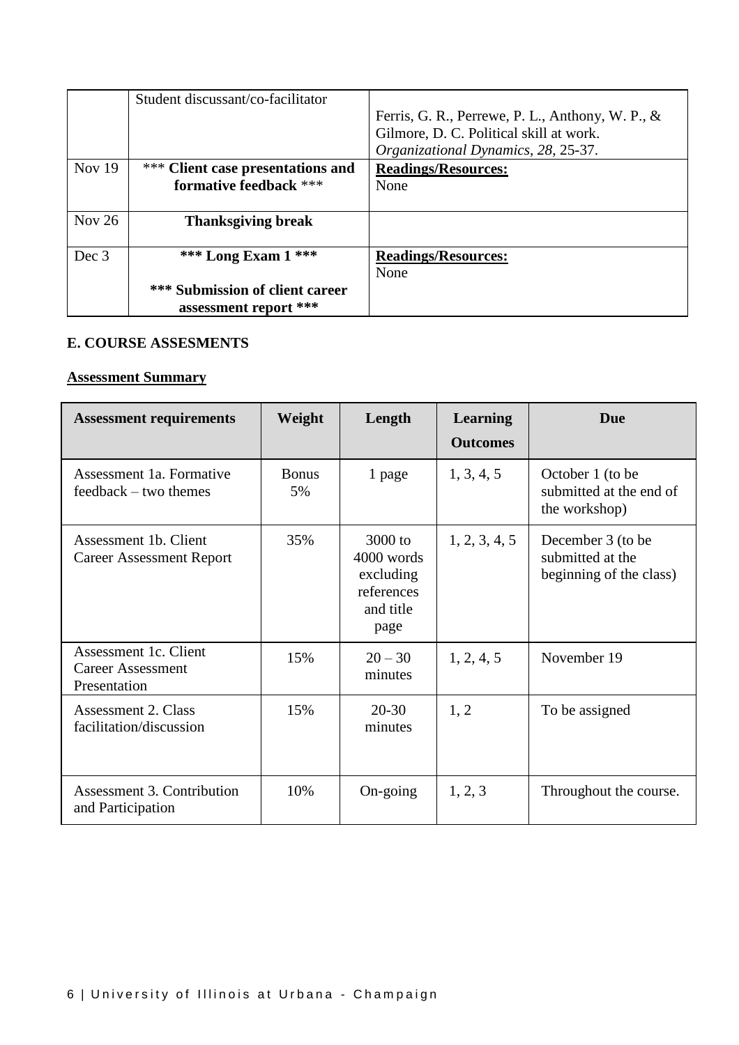|  | Student discussant/co-facilitator | Ferris, G. R., Perrewe, P. L., Anthony, W. P., & Gilmore, D. C. Political skill at work. *Organizational Dynamics, 28*, 25-37. |
|---|---|---|
| Nov 19 | *** **Client case presentations and formative feedback** *** | **Readings/Resources:** None |
| Nov 26 | **Thanksgiving break** |  |
| Dec 3 | **\*\*\* Long Exam 1 \*\*\*** <br> **\*\*\* Submission of client career assessment report \*\*\*** | **Readings/Resources:** None |

**E. COURSE ASSESMENTS**

**Assessment Summary**

| Assessment requirements | Weight | Length | Learning Outcomes | Due |
|---|---|---|---|---|
| Assessment 1a. Formative feedback – two themes | Bonus 5% | 1 page | 1, 3, 4, 5 | October 1 (to be submitted at the end of the workshop) |
| Assessment 1b. Client Career Assessment Report | 35% | 3000 to 4000 words excluding references and title page | 1, 2, 3, 4, 5 | December 3 (to be submitted at the beginning of the class) |
| Assessment 1c. Client Career Assessment Presentation | 15% | 20 – 30 minutes | 1, 2, 4, 5 | November 19 |
| Assessment 2. Class facilitation/discussion | 15% | 20-30 minutes | 1, 2 | To be assigned |
| Assessment 3. Contribution and Participation | 10% | On-going | 1, 2, 3 | Throughout the course. |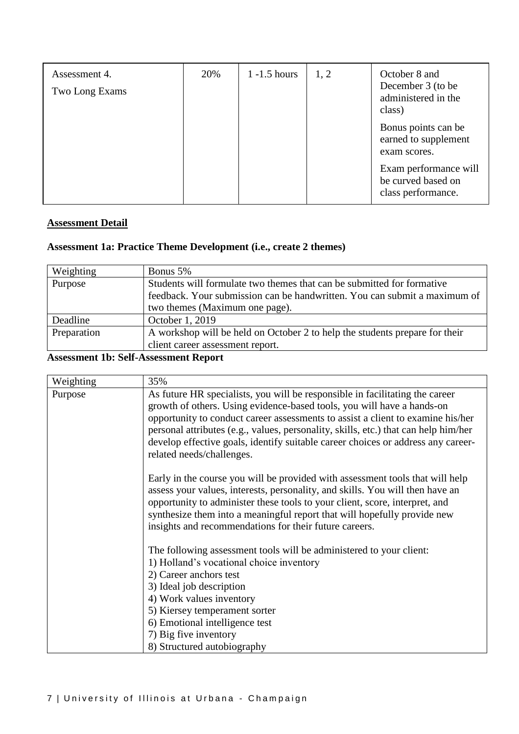| Assessment 4. Two Long Exams | 20% | 1 -1.5 hours | 1, 2 | October 8 and December 3 (to be administered in the class)<br><br>Bonus points can be earned to supplement exam scores.<br><br>Exam performance will be curved based on class performance. |
|---|---|---|---|---|

## Assessment Detail

### Assessment 1a: Practice Theme Development (i.e., create 2 themes)

| Weighting | Bonus 5% |
|---|---|
| Purpose | Students will formulate two themes that can be submitted for formative feedback. Your submission can be handwritten. You can submit a maximum of two themes (Maximum one page). |
| Deadline | October 1, 2019 |
| Preparation | A workshop will be held on October 2 to help the students prepare for their client career assessment report. |

### Assessment 1b: Self-Assessment Report

| Weighting | 35% |
|---|---|
| Purpose | As future HR specialists, you will be responsible in facilitating the career growth of others. Using evidence-based tools, you will have a hands-on opportunity to conduct career assessments to assist a client to examine his/her personal attributes (e.g., values, personality, skills, etc.) that can help him/her develop effective goals, identify suitable career choices or address any career-related needs/challenges.<br><br>Early in the course you will be provided with assessment tools that will help assess your values, interests, personality, and skills. You will then have an opportunity to administer these tools to your client, score, interpret, and synthesize them into a meaningful report that will hopefully provide new insights and recommendations for their future careers.<br><br>The following assessment tools will be administered to your client:<br>1) Holland's vocational choice inventory<br>2) Career anchors test<br>3) Ideal job description<br>4) Work values inventory<br>5) Kiersey temperament sorter<br>6) Emotional intelligence test<br>7) Big five inventory<br>8) Structured autobiography |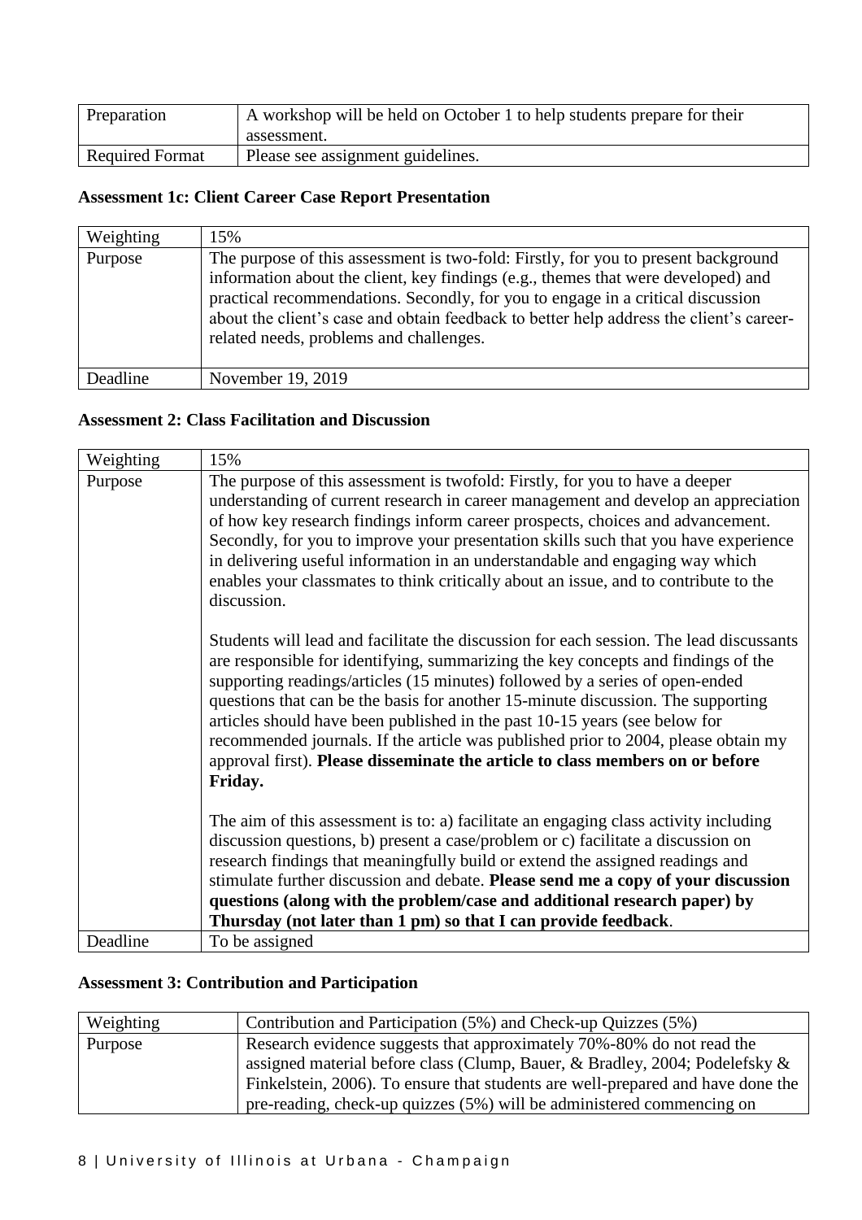| Preparation | A workshop will be held on October 1 to help students prepare for their assessment. |
| --- | --- |
| Required Format | Please see assignment guidelines. |

### Assessment 1c: Client Career Case Report Presentation

| Weighting | 15% |
| --- | --- |
| Purpose | The purpose of this assessment is two-fold: Firstly, for you to present background information about the client, key findings (e.g., themes that were developed) and practical recommendations. Secondly, for you to engage in a critical discussion about the client's case and obtain feedback to better help address the client's career-related needs, problems and challenges. |
| Deadline | November 19, 2019 |

### Assessment 2: Class Facilitation and Discussion

| Weighting | 15% |
| --- | --- |
| Purpose | The purpose of this assessment is twofold: Firstly, for you to have a deeper understanding of current research in career management and develop an appreciation of how key research findings inform career prospects, choices and advancement. Secondly, for you to improve your presentation skills such that you have experience in delivering useful information in an understandable and engaging way which enables your classmates to think critically about an issue, and to contribute to the discussion.<br><br>Students will lead and facilitate the discussion for each session. The lead discussants are responsible for identifying, summarizing the key concepts and findings of the supporting readings/articles (15 minutes) followed by a series of open-ended questions that can be the basis for another 15-minute discussion. The supporting articles should have been published in the past 10-15 years (see below for recommended journals. If the article was published prior to 2004, please obtain my approval first). **Please disseminate the article to class members on or before Friday.**<br><br>The aim of this assessment is to: a) facilitate an engaging class activity including discussion questions, b) present a case/problem or c) facilitate a discussion on research findings that meaningfully build or extend the assigned readings and stimulate further discussion and debate. **Please send me a copy of your discussion questions (along with the problem/case and additional research paper) by Thursday (not later than 1 pm) so that I can provide feedback**. |
| Deadline | To be assigned |

### Assessment 3: Contribution and Participation

| Weighting | Contribution and Participation (5%) and Check-up Quizzes (5%) |
| --- | --- |
| Purpose | Research evidence suggests that approximately 70%-80% do not read the assigned material before class (Clump, Bauer, & Bradley, 2004; Podelefsky & Finkelstein, 2006). To ensure that students are well-prepared and have done the pre-reading, check-up quizzes (5%) will be administered commencing on |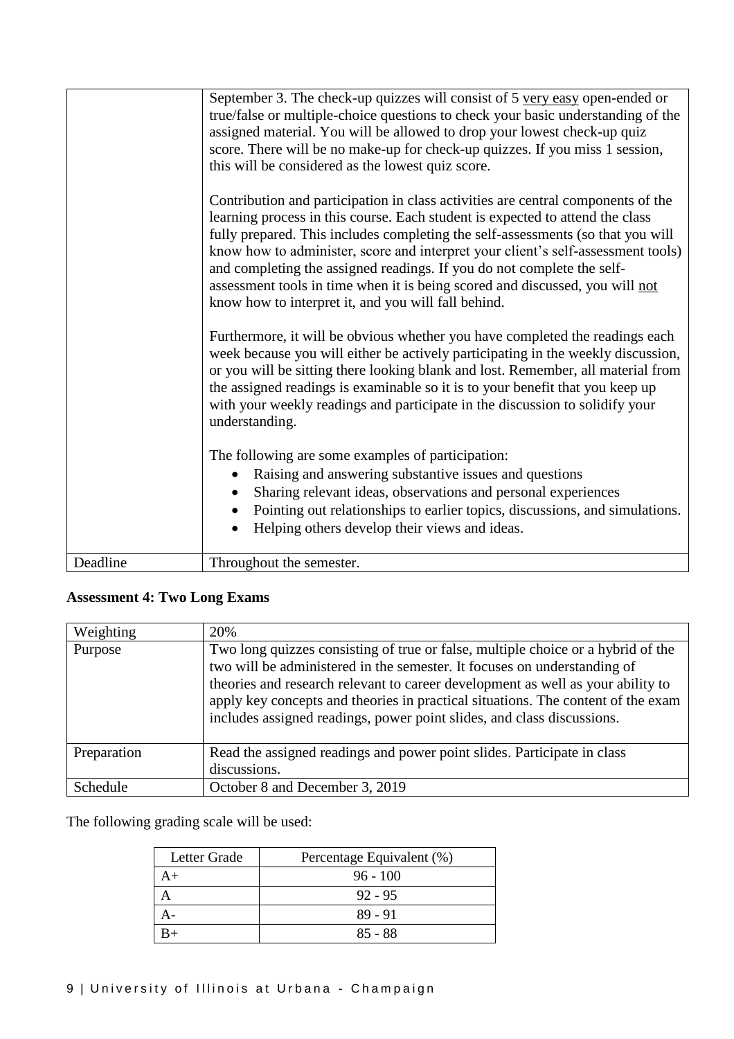| | |
|---|---|
| | September 3. The check-up quizzes will consist of 5 very easy open-ended or true/false or multiple-choice questions to check your basic understanding of the assigned material. You will be allowed to drop your lowest check-up quiz score. There will be no make-up for check-up quizzes. If you miss 1 session, this will be considered as the lowest quiz score.<br><br>Contribution and participation in class activities are central components of the learning process in this course. Each student is expected to attend the class fully prepared. This includes completing the self-assessments (so that you will know how to administer, score and interpret your client's self-assessment tools) and completing the assigned readings. If you do not complete the self-assessment tools in time when it is being scored and discussed, you will not know how to interpret it, and you will fall behind.<br><br>Furthermore, it will be obvious whether you have completed the readings each week because you will either be actively participating in the weekly discussion, or you will be sitting there looking blank and lost. Remember, all material from the assigned readings is examinable so it is to your benefit that you keep up with your weekly readings and participate in the discussion to solidify your understanding.<br><br>The following are some examples of participation:<br>• Raising and answering substantive issues and questions<br>• Sharing relevant ideas, observations and personal experiences<br>• Pointing out relationships to earlier topics, discussions, and simulations.<br>• Helping others develop their views and ideas. |
| Deadline | Throughout the semester. |

**Assessment 4: Two Long Exams**

| | |
|---|---|
| Weighting | 20% |
| Purpose | Two long quizzes consisting of true or false, multiple choice or a hybrid of the two will be administered in the semester. It focuses on understanding of theories and research relevant to career development as well as your ability to apply key concepts and theories in practical situations. The content of the exam includes assigned readings, power point slides, and class discussions. |
| Preparation | Read the assigned readings and power point slides. Participate in class discussions. |
| Schedule | October 8 and December 3, 2019 |

The following grading scale will be used:

| Letter Grade | Percentage Equivalent (%) |
|---|---|
| A+ | 96 - 100 |
| A | 92 - 95 |
| A- | 89 - 91 |
| B+ | 85 - 88 |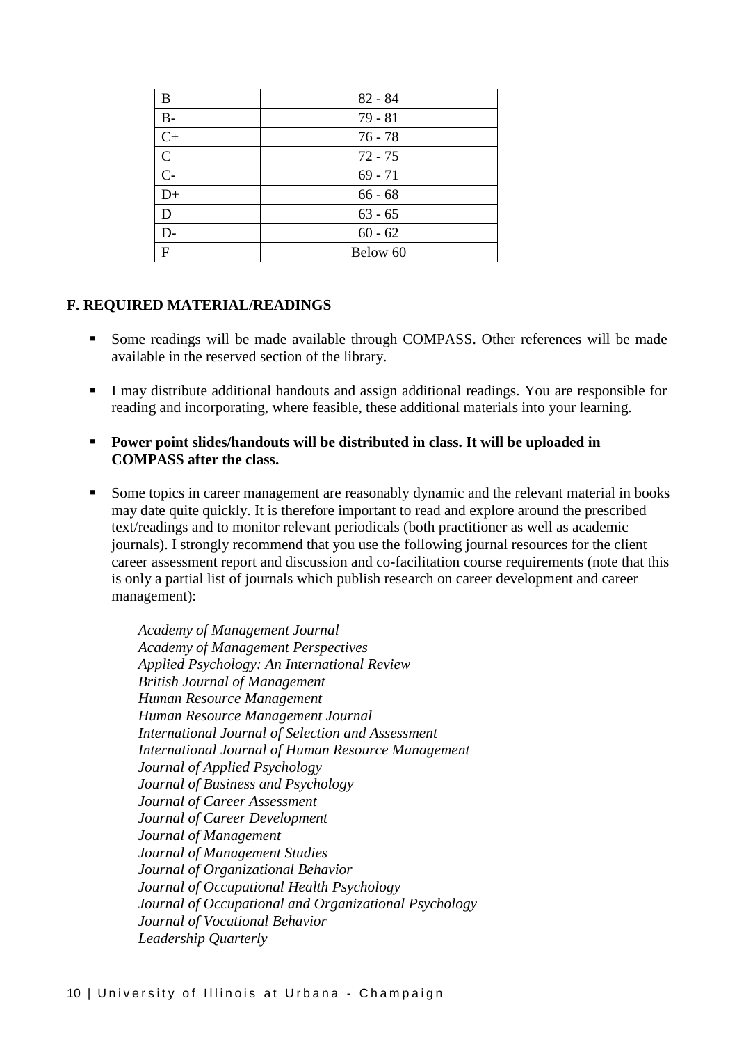| B | 82 - 84 |
|---|---|
| B- | 79 - 81 |
| C+ | 76 - 78 |
| C | 72 - 75 |
| C- | 69 - 71 |
| D+ | 66 - 68 |
| D | 63 - 65 |
| D- | 60 - 62 |
| F | Below 60 |

## F. REQUIRED MATERIAL/READINGS

- Some readings will be made available through COMPASS. Other references will be made available in the reserved section of the library.

- I may distribute additional handouts and assign additional readings. You are responsible for reading and incorporating, where feasible, these additional materials into your learning.

- **Power point slides/handouts will be distributed in class. It will be uploaded in COMPASS after the class.**

- Some topics in career management are reasonably dynamic and the relevant material in books may date quite quickly. It is therefore important to read and explore around the prescribed text/readings and to monitor relevant periodicals (both practitioner as well as academic journals). I strongly recommend that you use the following journal resources for the client career assessment report and discussion and co-facilitation course requirements (note that this is only a partial list of journals which publish research on career development and career management):

  *Academy of Management Journal*
  *Academy of Management Perspectives*
  *Applied Psychology: An International Review*
  *British Journal of Management*
  *Human Resource Management*
  *Human Resource Management Journal*
  *International Journal of Selection and Assessment*
  *International Journal of Human Resource Management*
  *Journal of Applied Psychology*
  *Journal of Business and Psychology*
  *Journal of Career Assessment*
  *Journal of Career Development*
  *Journal of Management*
  *Journal of Management Studies*
  *Journal of Organizational Behavior*
  *Journal of Occupational Health Psychology*
  *Journal of Occupational and Organizational Psychology*
  *Journal of Vocational Behavior*
  *Leadership Quarterly*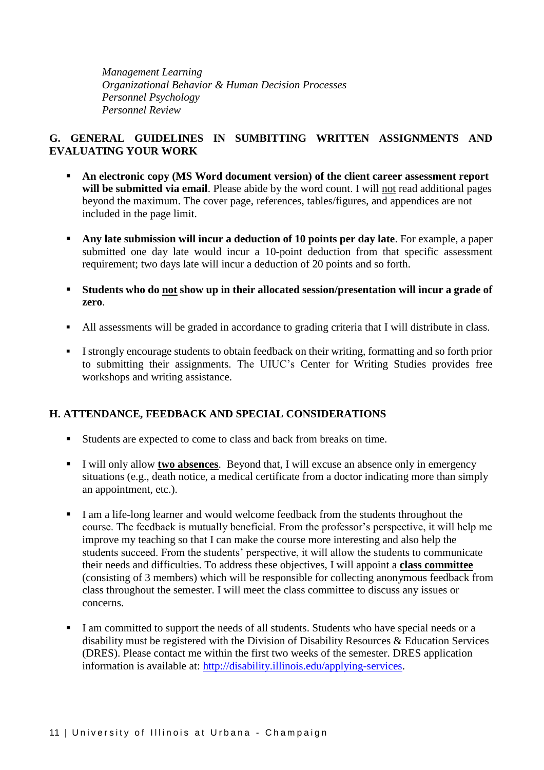*Management Learning*
*Organizational Behavior & Human Decision Processes*
*Personnel Psychology*
*Personnel Review*

## G. GENERAL GUIDELINES IN SUMBITTING WRITTEN ASSIGNMENTS AND EVALUATING YOUR WORK

- **An electronic copy (MS Word document version) of the client career assessment report will be submitted via email**. Please abide by the word count. I will <u>not</u> read additional pages beyond the maximum. The cover page, references, tables/figures, and appendices are not included in the page limit.

- **Any late submission will incur a deduction of 10 points per day late**. For example, a paper submitted one day late would incur a 10-point deduction from that specific assessment requirement; two days late will incur a deduction of 20 points and so forth.

- **Students who do <u>not</u> show up in their allocated session/presentation will incur a grade of zero**.

- All assessments will be graded in accordance to grading criteria that I will distribute in class.

- I strongly encourage students to obtain feedback on their writing, formatting and so forth prior to submitting their assignments. The UIUC's Center for Writing Studies provides free workshops and writing assistance.

## H. ATTENDANCE, FEEDBACK AND SPECIAL CONSIDERATIONS

- Students are expected to come to class and back from breaks on time.

- I will only allow **<u>two absences</u>**. Beyond that, I will excuse an absence only in emergency situations (e.g., death notice, a medical certificate from a doctor indicating more than simply an appointment, etc.).

- I am a life-long learner and would welcome feedback from the students throughout the course. The feedback is mutually beneficial. From the professor's perspective, it will help me improve my teaching so that I can make the course more interesting and also help the students succeed. From the students' perspective, it will allow the students to communicate their needs and difficulties. To address these objectives, I will appoint a **<u>class committee</u>** (consisting of 3 members) which will be responsible for collecting anonymous feedback from class throughout the semester. I will meet the class committee to discuss any issues or concerns.

- I am committed to support the needs of all students. Students who have special needs or a disability must be registered with the Division of Disability Resources & Education Services (DRES). Please contact me within the first two weeks of the semester. DRES application information is available at: [http://disability.illinois.edu/applying-services](http://disability.illinois.edu/applying-services).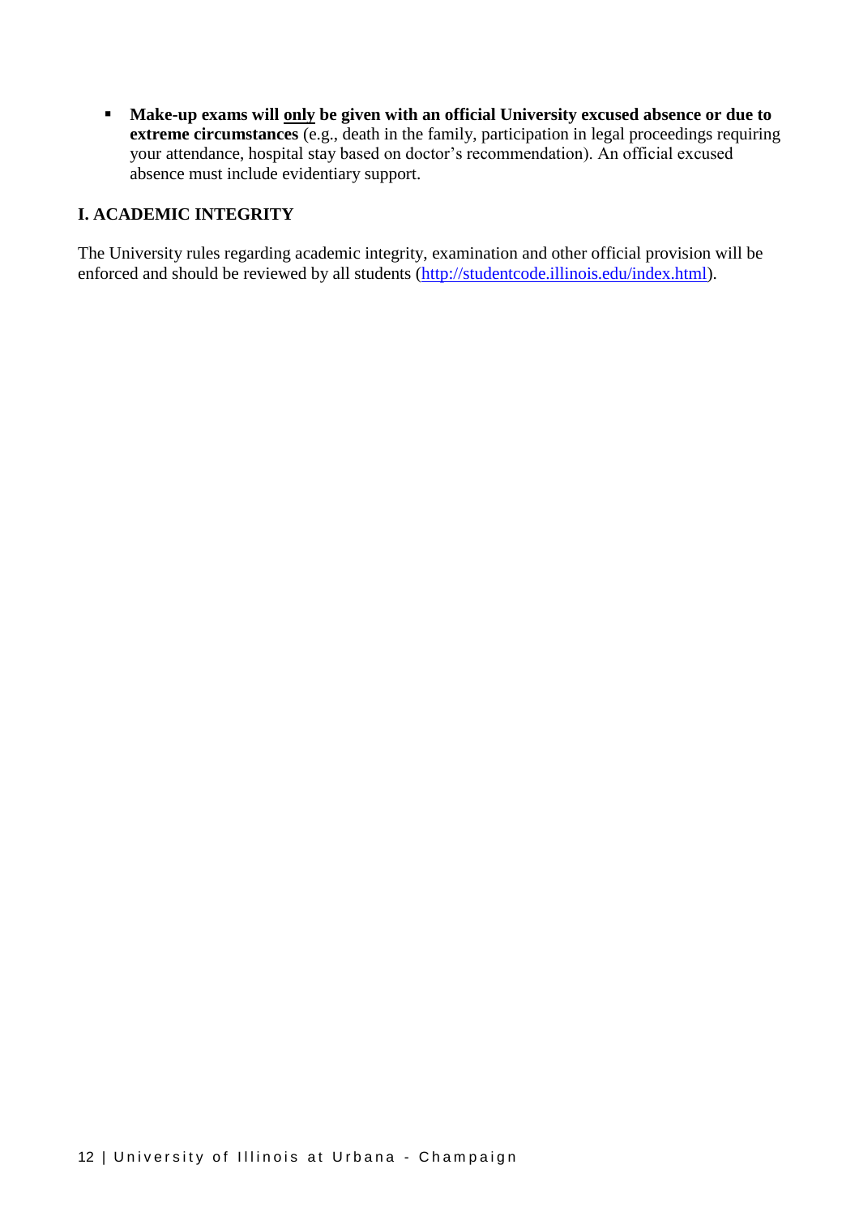- **Make-up exams will <u>only</u> be given with an official University excused absence or due to extreme circumstances** (e.g., death in the family, participation in legal proceedings requiring your attendance, hospital stay based on doctor's recommendation). An official excused absence must include evidentiary support.

## I. ACADEMIC INTEGRITY

The University rules regarding academic integrity, examination and other official provision will be enforced and should be reviewed by all students (http://studentcode.illinois.edu/index.html).